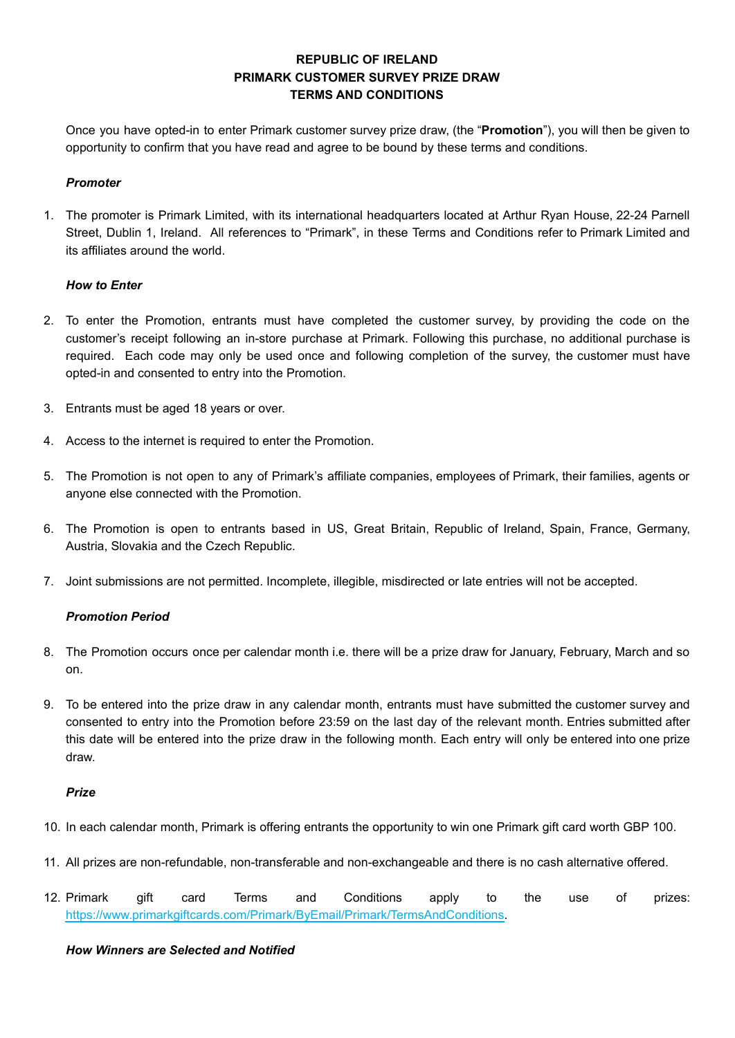# REPUBLIC OF IRELAND
# PRIMARK CUSTOMER SURVEY PRIZE DRAW
# TERMS AND CONDITIONS

Once you have opted-in to enter Primark customer survey prize draw, (the "**Promotion**"), you will then be given to opportunity to confirm that you have read and agree to be bound by these terms and conditions.

***Promoter***

1. The promoter is Primark Limited, with its international headquarters located at Arthur Ryan House, 22-24 Parnell Street, Dublin 1, Ireland. All references to "Primark", in these Terms and Conditions refer to Primark Limited and its affiliates around the world.

***How to Enter***

2. To enter the Promotion, entrants must have completed the customer survey, by providing the code on the customer's receipt following an in-store purchase at Primark. Following this purchase, no additional purchase is required. Each code may only be used once and following completion of the survey, the customer must have opted-in and consented to entry into the Promotion.

3. Entrants must be aged 18 years or over.

4. Access to the internet is required to enter the Promotion.

5. The Promotion is not open to any of Primark's affiliate companies, employees of Primark, their families, agents or anyone else connected with the Promotion.

6. The Promotion is open to entrants based in US, Great Britain, Republic of Ireland, Spain, France, Germany, Austria, Slovakia and the Czech Republic.

7. Joint submissions are not permitted. Incomplete, illegible, misdirected or late entries will not be accepted.

***Promotion Period***

8. The Promotion occurs once per calendar month i.e. there will be a prize draw for January, February, March and so on.

9. To be entered into the prize draw in any calendar month, entrants must have submitted the customer survey and consented to entry into the Promotion before 23:59 on the last day of the relevant month. Entries submitted after this date will be entered into the prize draw in the following month. Each entry will only be entered into one prize draw.

***Prize***

10. In each calendar month, Primark is offering entrants the opportunity to win one Primark gift card worth GBP 100.

11. All prizes are non-refundable, non-transferable and non-exchangeable and there is no cash alternative offered.

12. Primark gift card Terms and Conditions apply to the use of prizes: [https://www.primarkgiftcards.com/Primark/ByEmail/Primark/TermsAndConditions](https://www.primarkgiftcards.com/Primark/ByEmail/Primark/TermsAndConditions).

***How Winners are Selected and Notified***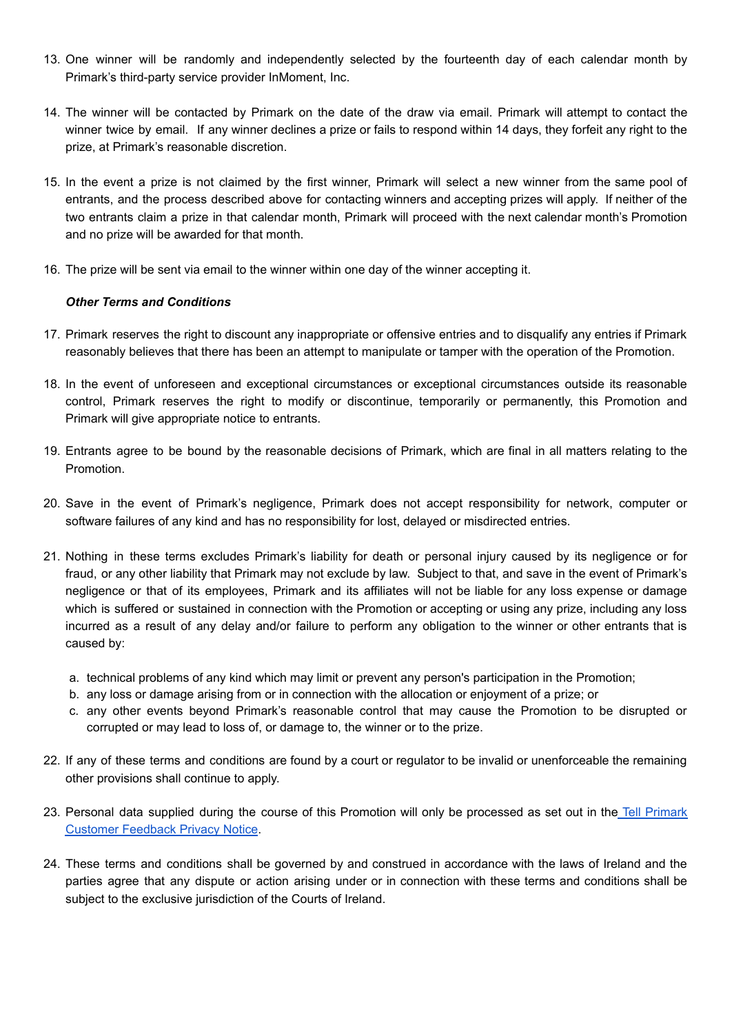13. One winner will be randomly and independently selected by the fourteenth day of each calendar month by Primark's third-party service provider InMoment, Inc.

14. The winner will be contacted by Primark on the date of the draw via email. Primark will attempt to contact the winner twice by email. If any winner declines a prize or fails to respond within 14 days, they forfeit any right to the prize, at Primark's reasonable discretion.

15. In the event a prize is not claimed by the first winner, Primark will select a new winner from the same pool of entrants, and the process described above for contacting winners and accepting prizes will apply. If neither of the two entrants claim a prize in that calendar month, Primark will proceed with the next calendar month's Promotion and no prize will be awarded for that month.

16. The prize will be sent via email to the winner within one day of the winner accepting it.

***Other Terms and Conditions***

17. Primark reserves the right to discount any inappropriate or offensive entries and to disqualify any entries if Primark reasonably believes that there has been an attempt to manipulate or tamper with the operation of the Promotion.

18. In the event of unforeseen and exceptional circumstances or exceptional circumstances outside its reasonable control, Primark reserves the right to modify or discontinue, temporarily or permanently, this Promotion and Primark will give appropriate notice to entrants.

19. Entrants agree to be bound by the reasonable decisions of Primark, which are final in all matters relating to the Promotion.

20. Save in the event of Primark's negligence, Primark does not accept responsibility for network, computer or software failures of any kind and has no responsibility for lost, delayed or misdirected entries.

21. Nothing in these terms excludes Primark's liability for death or personal injury caused by its negligence or for fraud, or any other liability that Primark may not exclude by law. Subject to that, and save in the event of Primark's negligence or that of its employees, Primark and its affiliates will not be liable for any loss expense or damage which is suffered or sustained in connection with the Promotion or accepting or using any prize, including any loss incurred as a result of any delay and/or failure to perform any obligation to the winner or other entrants that is caused by:

    a. technical problems of any kind which may limit or prevent any person's participation in the Promotion;
    b. any loss or damage arising from or in connection with the allocation or enjoyment of a prize; or
    c. any other events beyond Primark's reasonable control that may cause the Promotion to be disrupted or corrupted or may lead to loss of, or damage to, the winner or to the prize.

22. If any of these terms and conditions are found by a court or regulator to be invalid or unenforceable the remaining other provisions shall continue to apply.

23. Personal data supplied during the course of this Promotion will only be processed as set out in the Tell Primark Customer Feedback Privacy Notice.

24. These terms and conditions shall be governed by and construed in accordance with the laws of Ireland and the parties agree that any dispute or action arising under or in connection with these terms and conditions shall be subject to the exclusive jurisdiction of the Courts of Ireland.